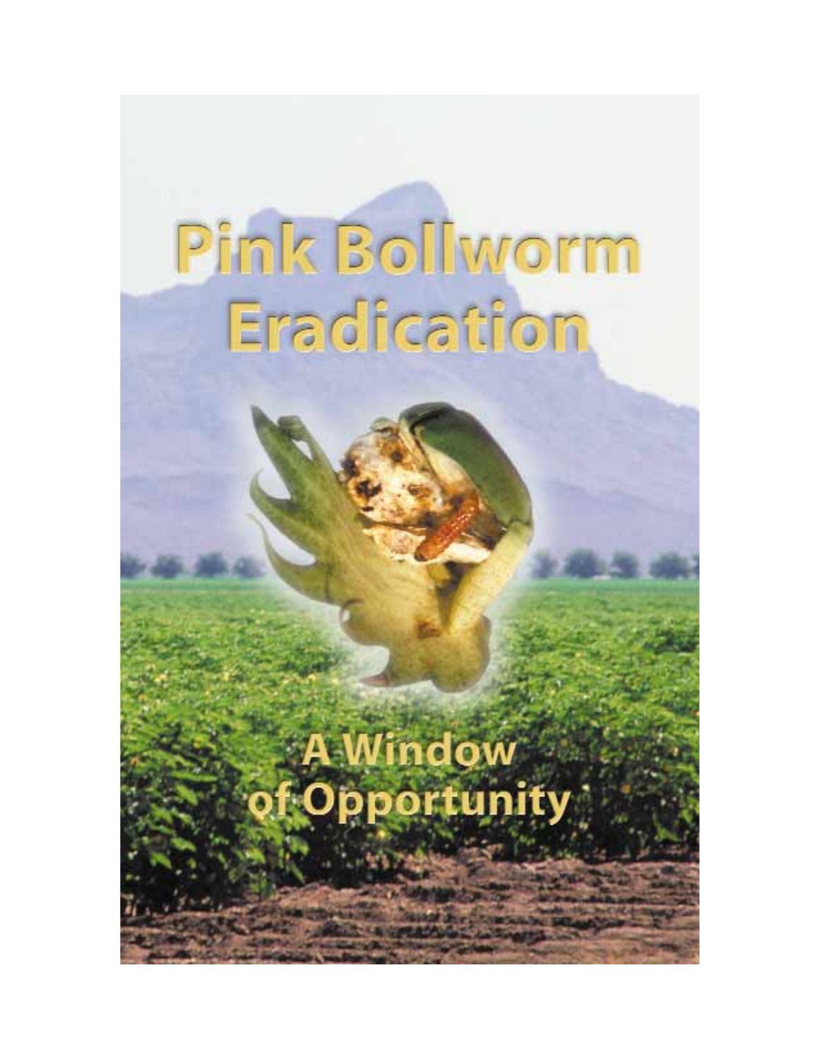# Pink Bollworm Eradication

## A Window of Opportunity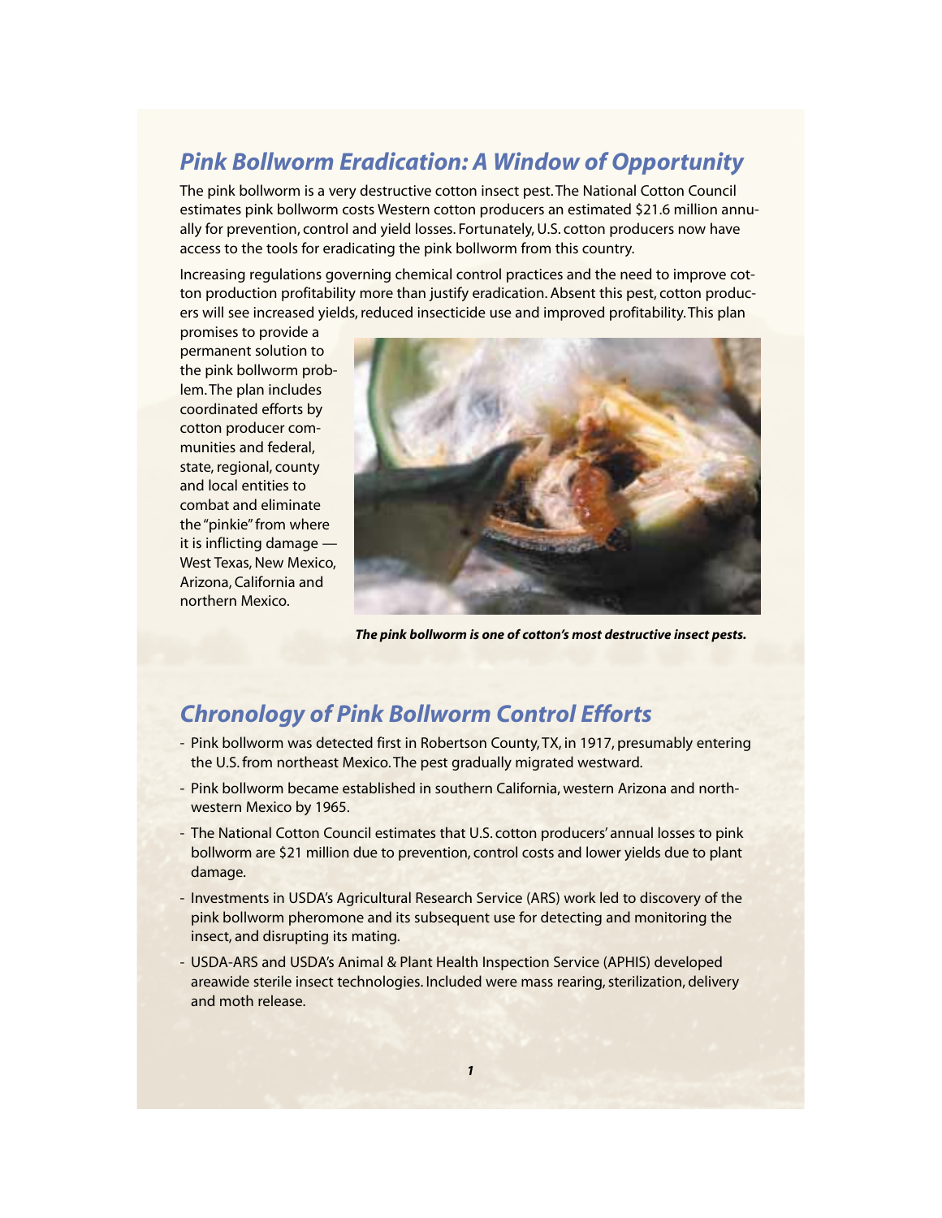## *Pink Bollworm Eradication: A Window of Opportunity*

The pink bollworm is a very destructive cotton insect pest. The National Cotton Council estimates pink bollworm costs Western cotton producers an estimated $21.6 million annually for prevention, control and yield losses. Fortunately, U.S. cotton producers now have access to the tools for eradicating the pink bollworm from this country.

Increasing regulations governing chemical control practices and the need to improve cotton production profitability more than justify eradication. Absent this pest, cotton producers will see increased yields, reduced insecticide use and improved profitability. This plan promises to provide a permanent solution to the pink bollworm problem. The plan includes coordinated efforts by cotton producer communities and federal, state, regional, county and local entities to combat and eliminate the "pinkie" from where it is inflicting damage — West Texas, New Mexico, Arizona, California and northern Mexico.

***The pink bollworm is one of cotton's most destructive insect pests.***

## *Chronology of Pink Bollworm Control Efforts*

- Pink bollworm was detected first in Robertson County, TX, in 1917, presumably entering the U.S. from northeast Mexico. The pest gradually migrated westward.
- Pink bollworm became established in southern California, western Arizona and northwestern Mexico by 1965.
- The National Cotton Council estimates that U.S. cotton producers' annual losses to pink bollworm are $21 million due to prevention, control costs and lower yields due to plant damage.
- Investments in USDA's Agricultural Research Service (ARS) work led to discovery of the pink bollworm pheromone and its subsequent use for detecting and monitoring the insect, and disrupting its mating.
- USDA-ARS and USDA's Animal & Plant Health Inspection Service (APHIS) developed areawide sterile insect technologies. Included were mass rearing, sterilization, delivery and moth release.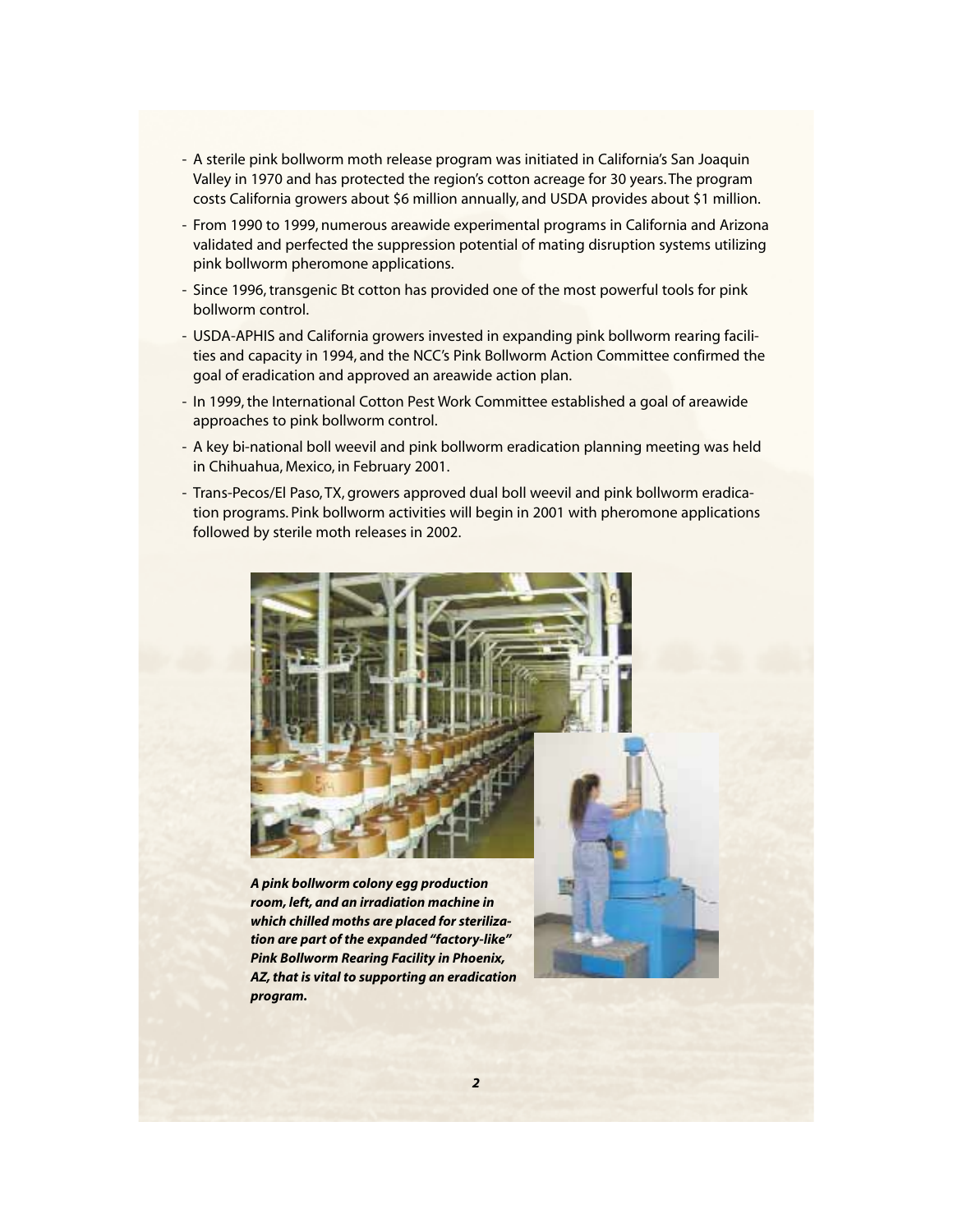- A sterile pink bollworm moth release program was initiated in California's San Joaquin Valley in 1970 and has protected the region's cotton acreage for 30 years. The program costs California growers about $6 million annually, and USDA provides about $1 million.
- From 1990 to 1999, numerous areawide experimental programs in California and Arizona validated and perfected the suppression potential of mating disruption systems utilizing pink bollworm pheromone applications.
- Since 1996, transgenic Bt cotton has provided one of the most powerful tools for pink bollworm control.
- USDA-APHIS and California growers invested in expanding pink bollworm rearing facilities and capacity in 1994, and the NCC's Pink Bollworm Action Committee confirmed the goal of eradication and approved an areawide action plan.
- In 1999, the International Cotton Pest Work Committee established a goal of areawide approaches to pink bollworm control.
- A key bi-national boll weevil and pink bollworm eradication planning meeting was held in Chihuahua, Mexico, in February 2001.
- Trans-Pecos/El Paso, TX, growers approved dual boll weevil and pink bollworm eradication programs. Pink bollworm activities will begin in 2001 with pheromone applications followed by sterile moth releases in 2002.

***A pink bollworm colony egg production room, left, and an irradiation machine in which chilled moths are placed for sterilization are part of the expanded "factory-like" Pink Bollworm Rearing Facility in Phoenix, AZ, that is vital to supporting an eradication program.***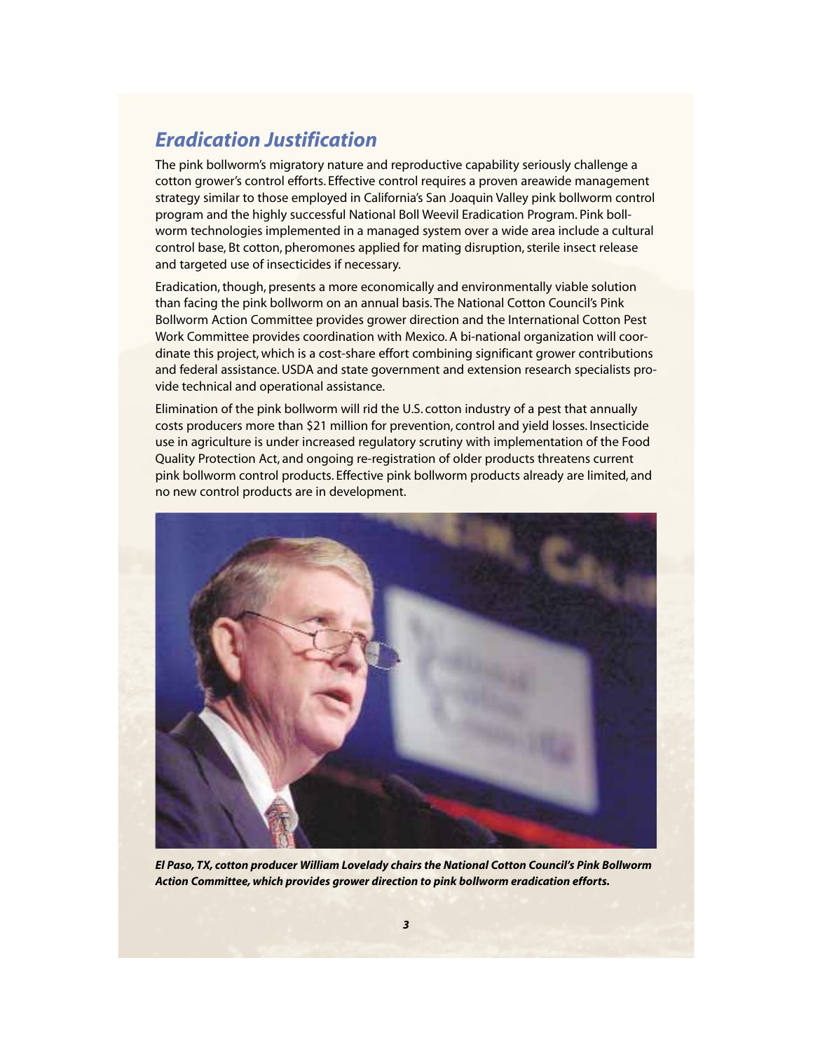## *Eradication Justification*

The pink bollworm's migratory nature and reproductive capability seriously challenge a cotton grower's control efforts. Effective control requires a proven areawide management strategy similar to those employed in California's San Joaquin Valley pink bollworm control program and the highly successful National Boll Weevil Eradication Program. Pink bollworm technologies implemented in a managed system over a wide area include a cultural control base, Bt cotton, pheromones applied for mating disruption, sterile insect release and targeted use of insecticides if necessary.

Eradication, though, presents a more economically and environmentally viable solution than facing the pink bollworm on an annual basis. The National Cotton Council's Pink Bollworm Action Committee provides grower direction and the International Cotton Pest Work Committee provides coordination with Mexico. A bi-national organization will coordinate this project, which is a cost-share effort combining significant grower contributions and federal assistance. USDA and state government and extension research specialists provide technical and operational assistance.

Elimination of the pink bollworm will rid the U.S. cotton industry of a pest that annually costs producers more than $21 million for prevention, control and yield losses. Insecticide use in agriculture is under increased regulatory scrutiny with implementation of the Food Quality Protection Act, and ongoing re-registration of older products threatens current pink bollworm control products. Effective pink bollworm products already are limited, and no new control products are in development.

***El Paso, TX, cotton producer William Lovelady chairs the National Cotton Council's Pink Bollworm Action Committee, which provides grower direction to pink bollworm eradication efforts.***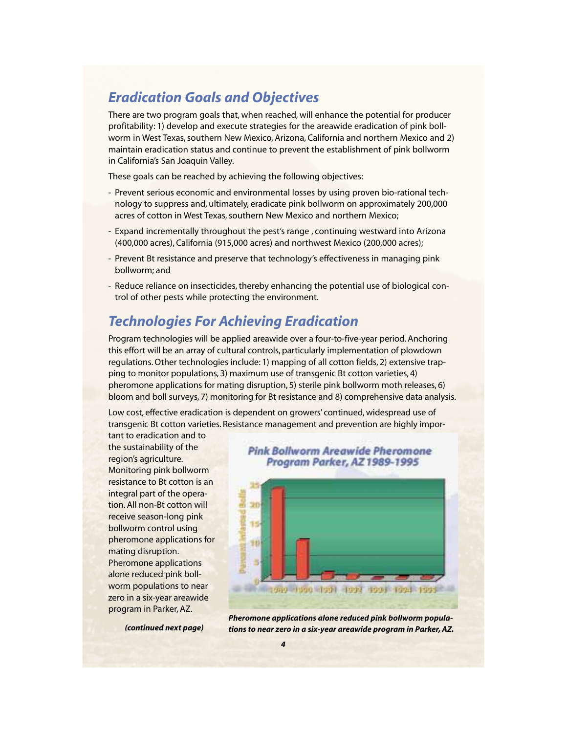## Eradication Goals and Objectives

There are two program goals that, when reached, will enhance the potential for producer profitability: 1) develop and execute strategies for the areawide eradication of pink bollworm in West Texas, southern New Mexico, Arizona, California and northern Mexico and 2) maintain eradication status and continue to prevent the establishment of pink bollworm in California's San Joaquin Valley.

These goals can be reached by achieving the following objectives:

- Prevent serious economic and environmental losses by using proven bio-rational technology to suppress and, ultimately, eradicate pink bollworm on approximately 200,000 acres of cotton in West Texas, southern New Mexico and northern Mexico;
- Expand incrementally throughout the pest's range , continuing westward into Arizona (400,000 acres), California (915,000 acres) and northwest Mexico (200,000 acres);
- Prevent Bt resistance and preserve that technology's effectiveness in managing pink bollworm; and
- Reduce reliance on insecticides, thereby enhancing the potential use of biological control of other pests while protecting the environment.

## Technologies For Achieving Eradication

Program technologies will be applied areawide over a four-to-five-year period. Anchoring this effort will be an array of cultural controls, particularly implementation of plowdown regulations. Other technologies include: 1) mapping of all cotton fields, 2) extensive trapping to monitor populations, 3) maximum use of transgenic Bt cotton varieties, 4) pheromone applications for mating disruption, 5) sterile pink bollworm moth releases, 6) bloom and boll surveys, 7) monitoring for Bt resistance and 8) comprehensive data analysis.

Low cost, effective eradication is dependent on growers' continued, widespread use of transgenic Bt cotton varieties. Resistance management and prevention are highly important to eradication and to the sustainability of the region's agriculture. Monitoring pink bollworm resistance to Bt cotton is an integral part of the operation. All non-Bt cotton will receive season-long pink bollworm control using pheromone applications for mating disruption. Pheromone applications alone reduced pink bollworm populations to near zero in a six-year areawide program in Parker, AZ.

*(continued next page)*

Pink Bollworm Areawide Pheromone Program Parker, AZ 1989-1995

Percent Infested Bolls

0
5
10
15
20
25

1989 1990 1991 1992 1993 1994 1995

***Pheromone applications alone reduced pink bollworm populations to near zero in a six-year areawide program in Parker, AZ.***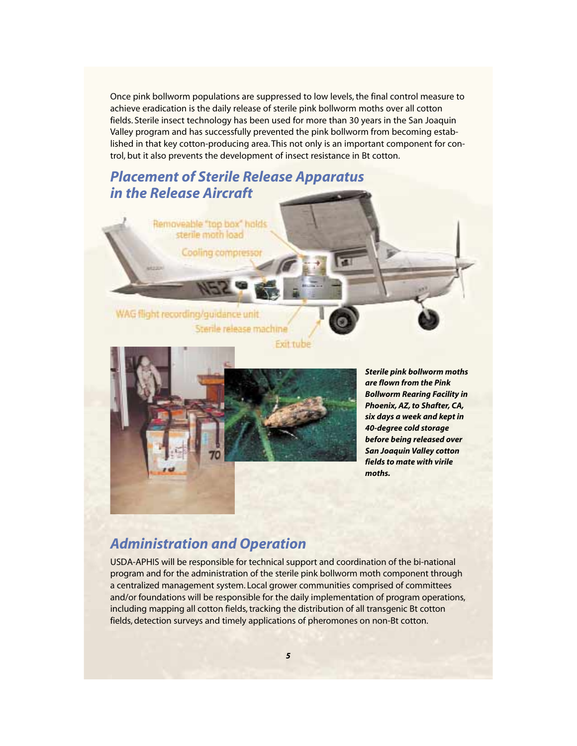Once pink bollworm populations are suppressed to low levels, the final control measure to achieve eradication is the daily release of sterile pink bollworm moths over all cotton fields. Sterile insect technology has been used for more than 30 years in the San Joaquin Valley program and has successfully prevented the pink bollworm from becoming established in that key cotton-producing area. This not only is an important component for control, but it also prevents the development of insect resistance in Bt cotton.

## *Placement of Sterile Release Apparatus in the Release Aircraft*

Removeable "top box" holds sterile moth load

Cooling compressor

WAG flight recording/guidance unit

Sterile release machine

Exit tube

***Sterile pink bollworm moths are flown from the Pink Bollworm Rearing Facility in Phoenix, AZ, to Shafter, CA, six days a week and kept in 40-degree cold storage before being released over San Joaquin Valley cotton fields to mate with virile moths.***

## *Administration and Operation*

USDA-APHIS will be responsible for technical support and coordination of the bi-national program and for the administration of the sterile pink bollworm moth component through a centralized management system. Local grower communities comprised of committees and/or foundations will be responsible for the daily implementation of program operations, including mapping all cotton fields, tracking the distribution of all transgenic Bt cotton fields, detection surveys and timely applications of pheromones on non-Bt cotton.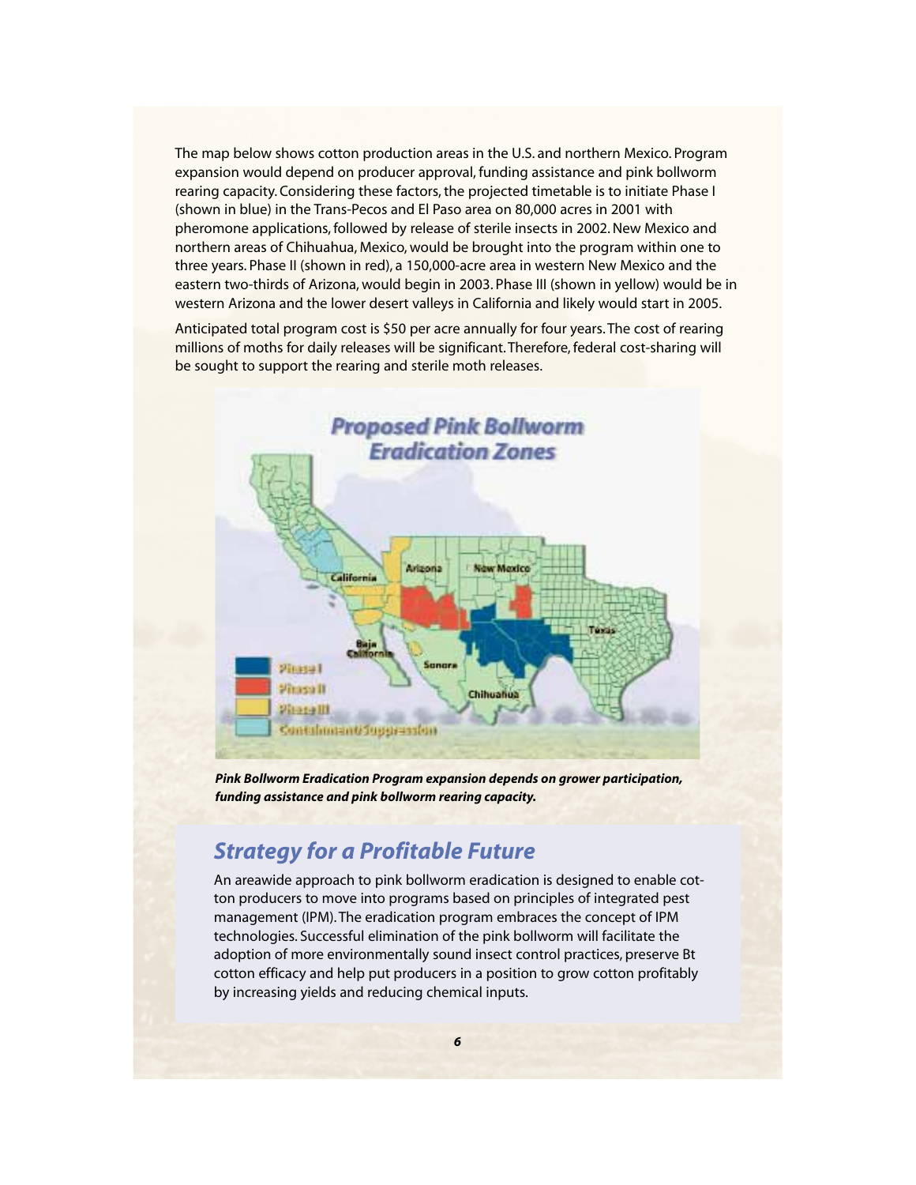The map below shows cotton production areas in the U.S. and northern Mexico. Program expansion would depend on producer approval, funding assistance and pink bollworm rearing capacity. Considering these factors, the projected timetable is to initiate Phase I (shown in blue) in the Trans-Pecos and El Paso area on 80,000 acres in 2001 with pheromone applications, followed by release of sterile insects in 2002. New Mexico and northern areas of Chihuahua, Mexico, would be brought into the program within one to three years. Phase II (shown in red), a 150,000-acre area in western New Mexico and the eastern two-thirds of Arizona, would begin in 2003. Phase III (shown in yellow) would be in western Arizona and the lower desert valleys in California and likely would start in 2005.

Anticipated total program cost is $50 per acre annually for four years. The cost of rearing millions of moths for daily releases will be significant. Therefore, federal cost-sharing will be sought to support the rearing and sterile moth releases.

Proposed Pink Bollworm Eradication Zones

California
Arizona
New Mexico
Texas
Baja California
Sonora
Chihuahua

Phase I
Phase II
Phase III
Containment/Suppression

***Pink Bollworm Eradication Program expansion depends on grower participation, funding assistance and pink bollworm rearing capacity.***

## *Strategy for a Profitable Future*

An areawide approach to pink bollworm eradication is designed to enable cotton producers to move into programs based on principles of integrated pest management (IPM). The eradication program embraces the concept of IPM technologies. Successful elimination of the pink bollworm will facilitate the adoption of more environmentally sound insect control practices, preserve Bt cotton efficacy and help put producers in a position to grow cotton profitably by increasing yields and reducing chemical inputs.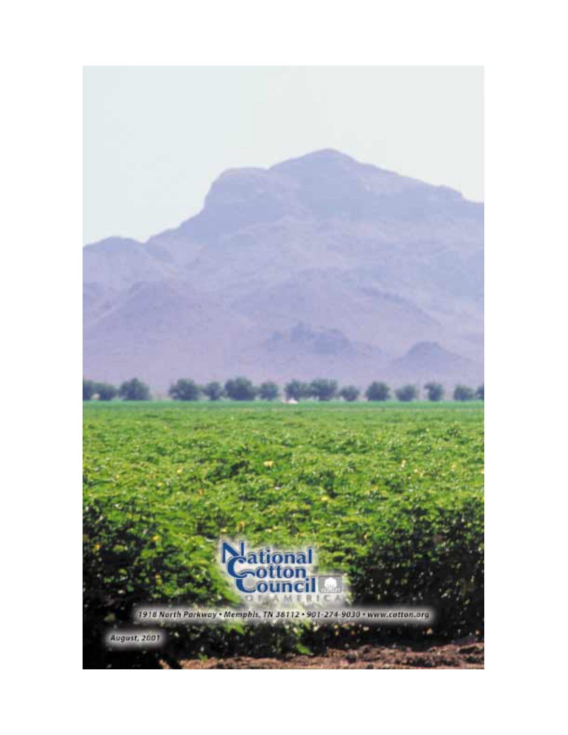National Cotton Council of America

1918 North Parkway • Memphis, TN 38112 • 901-274-9030 • www.cotton.org

August, 2001